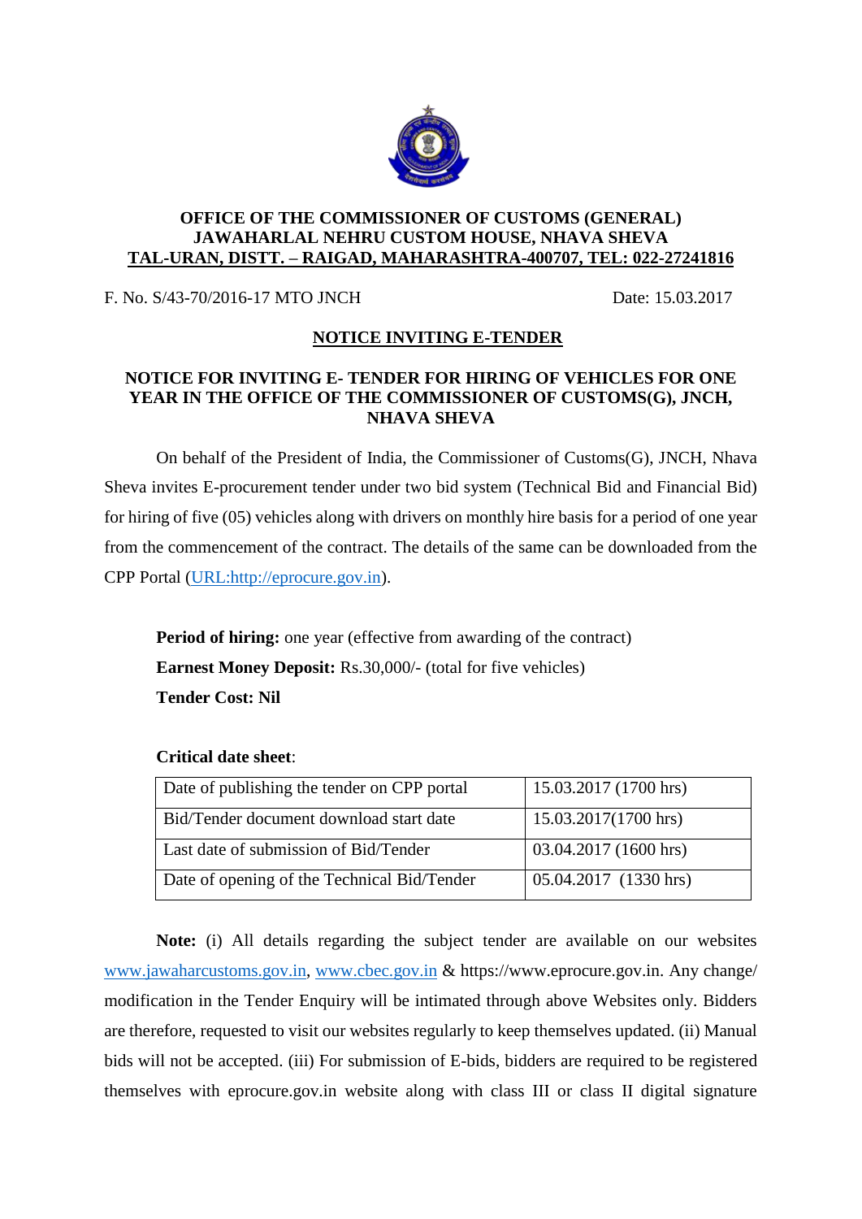**OFFICE OF THE COMMISSIONER OF CUSTOMS (GENERAL)**
**JAWAHARLAL NEHRU CUSTOM HOUSE, NHAVA SHEVA**
**TAL-URAN, DISTT. – RAIGAD, MAHARASHTRA-400707, TEL: 022-27241816**

F. No. S/43-70/2016-17 MTO JNCH Date: 15.03.2017

## NOTICE INVITING E-TENDER

### NOTICE FOR INVITING E- TENDER FOR HIRING OF VEHICLES FOR ONE YEAR IN THE OFFICE OF THE COMMISSIONER OF CUSTOMS(G), JNCH, NHAVA SHEVA

On behalf of the President of India, the Commissioner of Customs(G), JNCH, Nhava Sheva invites E-procurement tender under two bid system (Technical Bid and Financial Bid) for hiring of five (05) vehicles along with drivers on monthly hire basis for a period of one year from the commencement of the contract. The details of the same can be downloaded from the CPP Portal (URL:http://eprocure.gov.in).

**Period of hiring:** one year (effective from awarding of the contract)
**Earnest Money Deposit:** Rs.30,000/- (total for five vehicles)
**Tender Cost: Nil**

**Critical date sheet**:

| Event | Date |
| --- | --- |
| Date of publishing the tender on CPP portal | 15.03.2017 (1700 hrs) |
| Bid/Tender document download start date | 15.03.2017(1700 hrs) |
| Last date of submission of Bid/Tender | 03.04.2017 (1600 hrs) |
| Date of opening of the Technical Bid/Tender | 05.04.2017 (1330 hrs) |

**Note:** (i) All details regarding the subject tender are available on our websites www.jawaharcustoms.gov.in, www.cbec.gov.in & https://www.eprocure.gov.in. Any change/ modification in the Tender Enquiry will be intimated through above Websites only. Bidders are therefore, requested to visit our websites regularly to keep themselves updated. (ii) Manual bids will not be accepted. (iii) For submission of E-bids, bidders are required to be registered themselves with eprocure.gov.in website along with class III or class II digital signature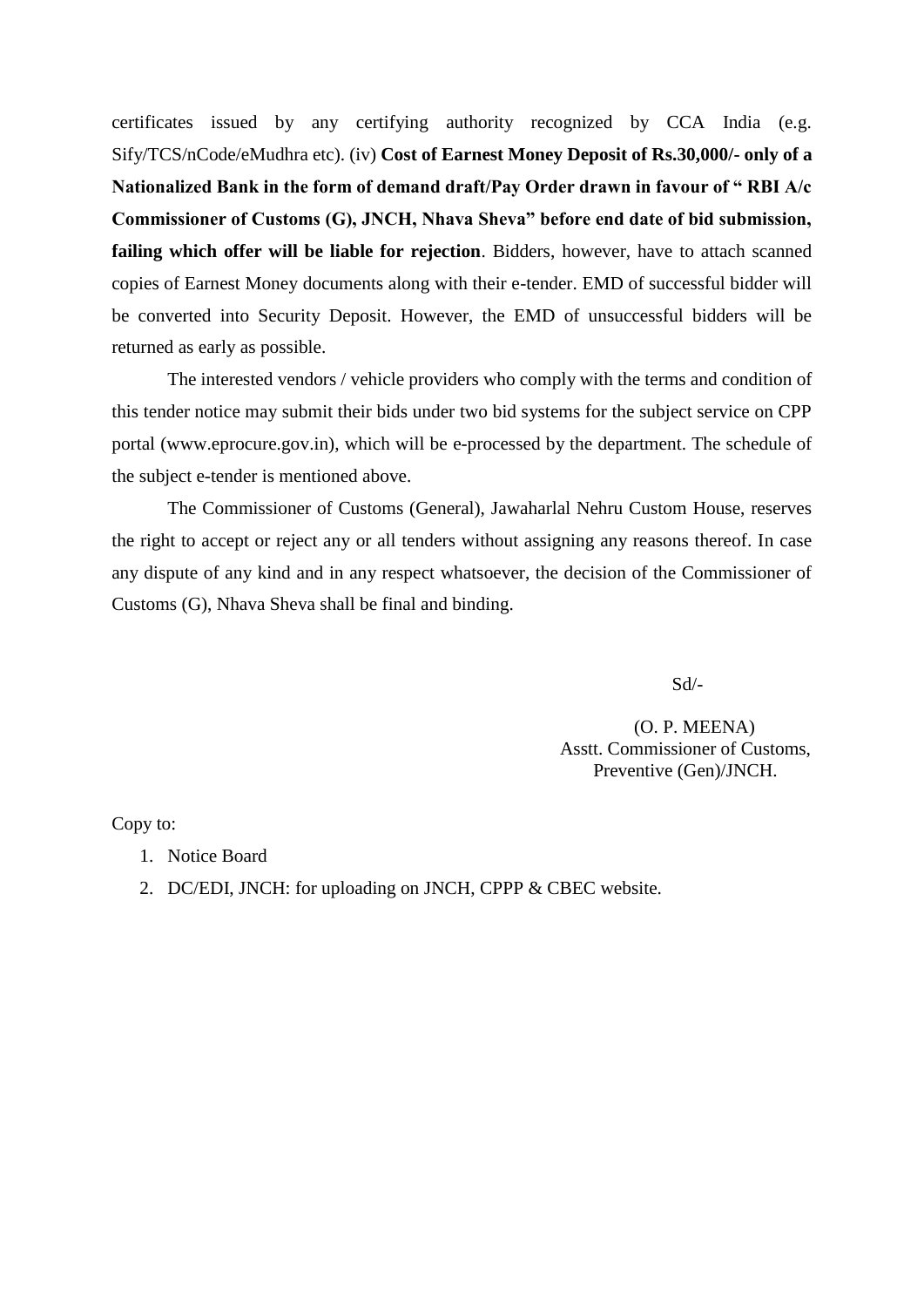certificates issued by any certifying authority recognized by CCA India (e.g. Sify/TCS/nCode/eMudhra etc). (iv) **Cost of Earnest Money Deposit of Rs.30,000/- only of a Nationalized Bank in the form of demand draft/Pay Order drawn in favour of " RBI A/c Commissioner of Customs (G), JNCH, Nhava Sheva" before end date of bid submission, failing which offer will be liable for rejection**. Bidders, however, have to attach scanned copies of Earnest Money documents along with their e-tender. EMD of successful bidder will be converted into Security Deposit. However, the EMD of unsuccessful bidders will be returned as early as possible.

The interested vendors / vehicle providers who comply with the terms and condition of this tender notice may submit their bids under two bid systems for the subject service on CPP portal (www.eprocure.gov.in), which will be e-processed by the department. The schedule of the subject e-tender is mentioned above.

The Commissioner of Customs (General), Jawaharlal Nehru Custom House, reserves the right to accept or reject any or all tenders without assigning any reasons thereof. In case any dispute of any kind and in any respect whatsoever, the decision of the Commissioner of Customs (G), Nhava Sheva shall be final and binding.

Sd/-

(O. P. MEENA)
Asstt. Commissioner of Customs,
Preventive (Gen)/JNCH.

Copy to:

1. Notice Board
2. DC/EDI, JNCH: for uploading on JNCH, CPPP & CBEC website.